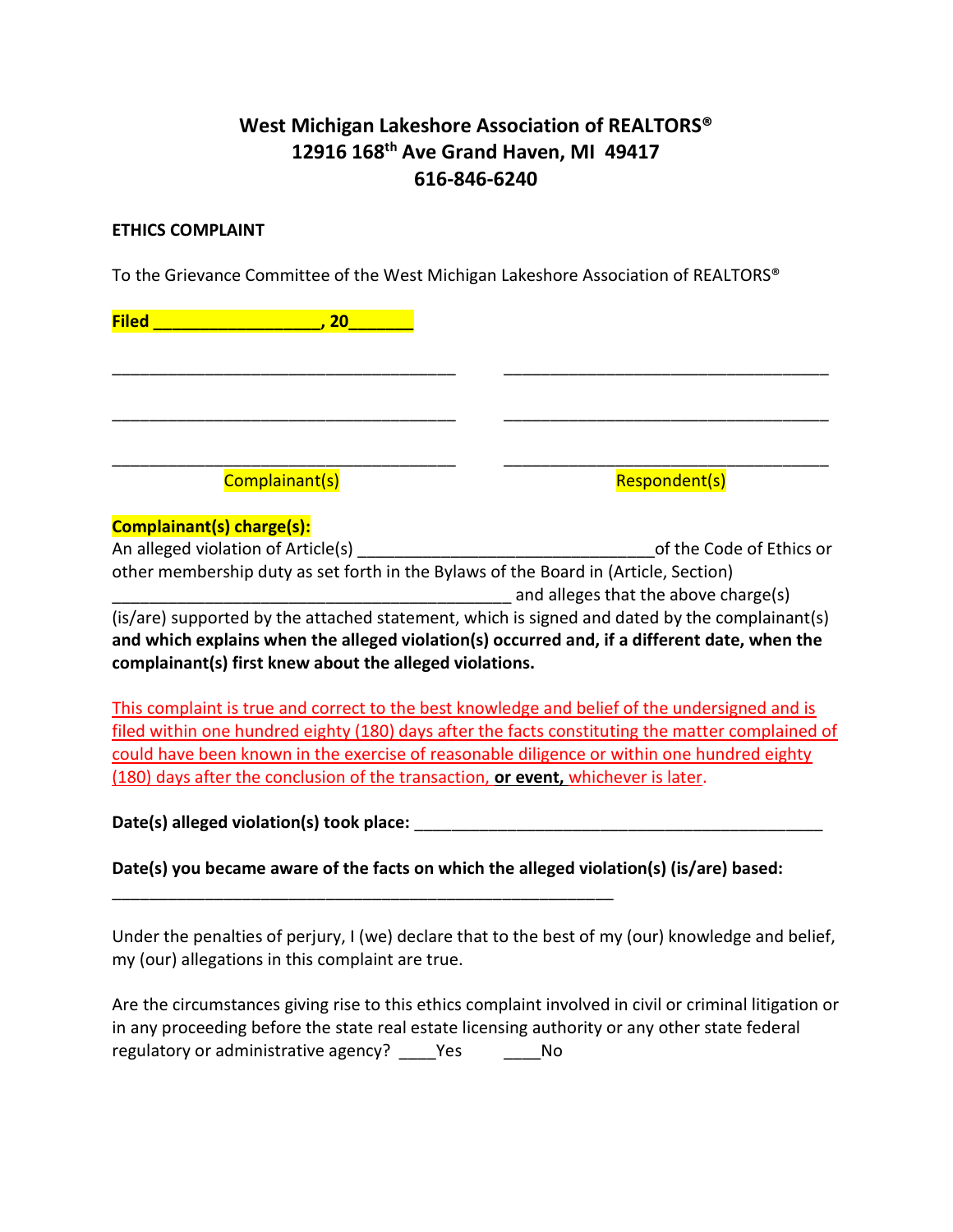# West Michigan Lakeshore Association of REALTORS®
# 12916 168th Ave Grand Haven, MI 49417
# 616-846-6240

**ETHICS COMPLAINT**

To the Grievance Committee of the West Michigan Lakeshore Association of REALTORS®

**Filed __________________, 20_______**

| | |
|---|---|
| ______________________________________ | ____________________________________ |
| ______________________________________ | ____________________________________ |
| ______________________________________ | ____________________________________ |
| Complainant(s) | Respondent(s) |

**Complainant(s) charge(s):**

An alleged violation of Article(s) _________________________________of the Code of Ethics or other membership duty as set forth in the Bylaws of the Board in (Article, Section) ____________________________________________ and alleges that the above charge(s) (is/are) supported by the attached statement, which is signed and dated by the complainant(s) **and which explains when the alleged violation(s) occurred and, if a different date, when the complainant(s) first knew about the alleged violations.**

This complaint is true and correct to the best knowledge and belief of the undersigned and is filed within one hundred eighty (180) days after the facts constituting the matter complained of could have been known in the exercise of reasonable diligence or within one hundred eighty (180) days after the conclusion of the transaction, **or event,** whichever is later.

**Date(s) alleged violation(s) took place:** _____________________________________________

**Date(s) you became aware of the facts on which the alleged violation(s) (is/are) based:**

________________________________________________________

Under the penalties of perjury, I (we) declare that to the best of my (our) knowledge and belief, my (our) allegations in this complaint are true.

Are the circumstances giving rise to this ethics complaint involved in civil or criminal litigation or in any proceeding before the state real estate licensing authority or any other state federal regulatory or administrative agency? ____Yes ____No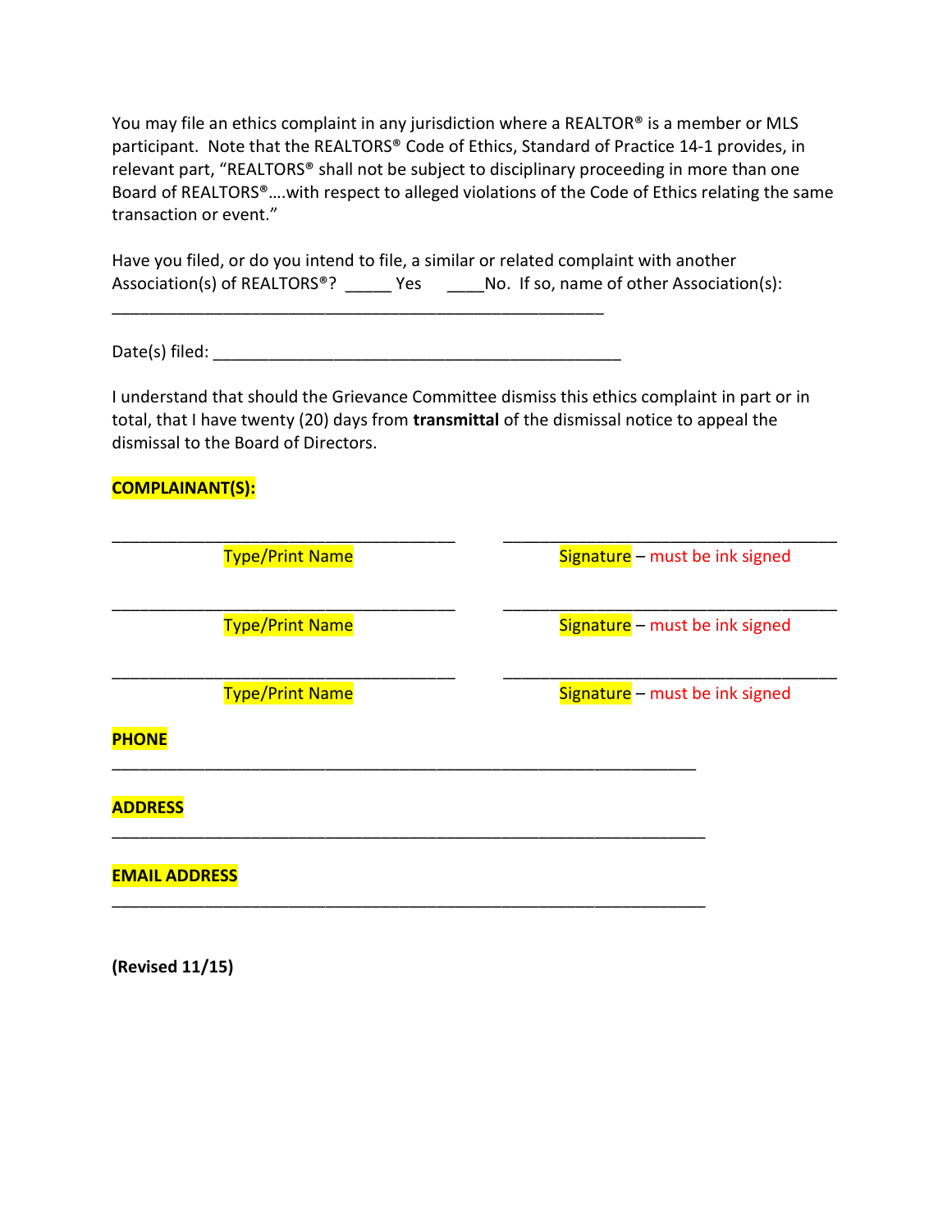You may file an ethics complaint in any jurisdiction where a REALTOR® is a member or MLS participant. Note that the REALTORS® Code of Ethics, Standard of Practice 14-1 provides, in relevant part, "REALTORS® shall not be subject to disciplinary proceeding in more than one Board of REALTORS®....with respect to alleged violations of the Code of Ethics relating the same transaction or event."

Have you filed, or do you intend to file, a similar or related complaint with another Association(s) of REALTORS®? _____ Yes ____No. If so, name of other Association(s): _______________________________________________________

Date(s) filed: ______________________________________________

I understand that should the Grievance Committee dismiss this ethics complaint in part or in total, that I have twenty (20) days from **transmittal** of the dismissal notice to appeal the dismissal to the Board of Directors.

**COMPLAINANT(S):**

| | |
|---|---|
| ______________________________________ | ______________________________________ |
| Type/Print Name | Signature – must be ink signed |
| ______________________________________ | ______________________________________ |
| Type/Print Name | Signature – must be ink signed |
| ______________________________________ | ______________________________________ |
| Type/Print Name | Signature – must be ink signed |

**PHONE**

_________________________________________________________________

**ADDRESS**

__________________________________________________________________

**EMAIL ADDRESS**

__________________________________________________________________

**(Revised 11/15)**